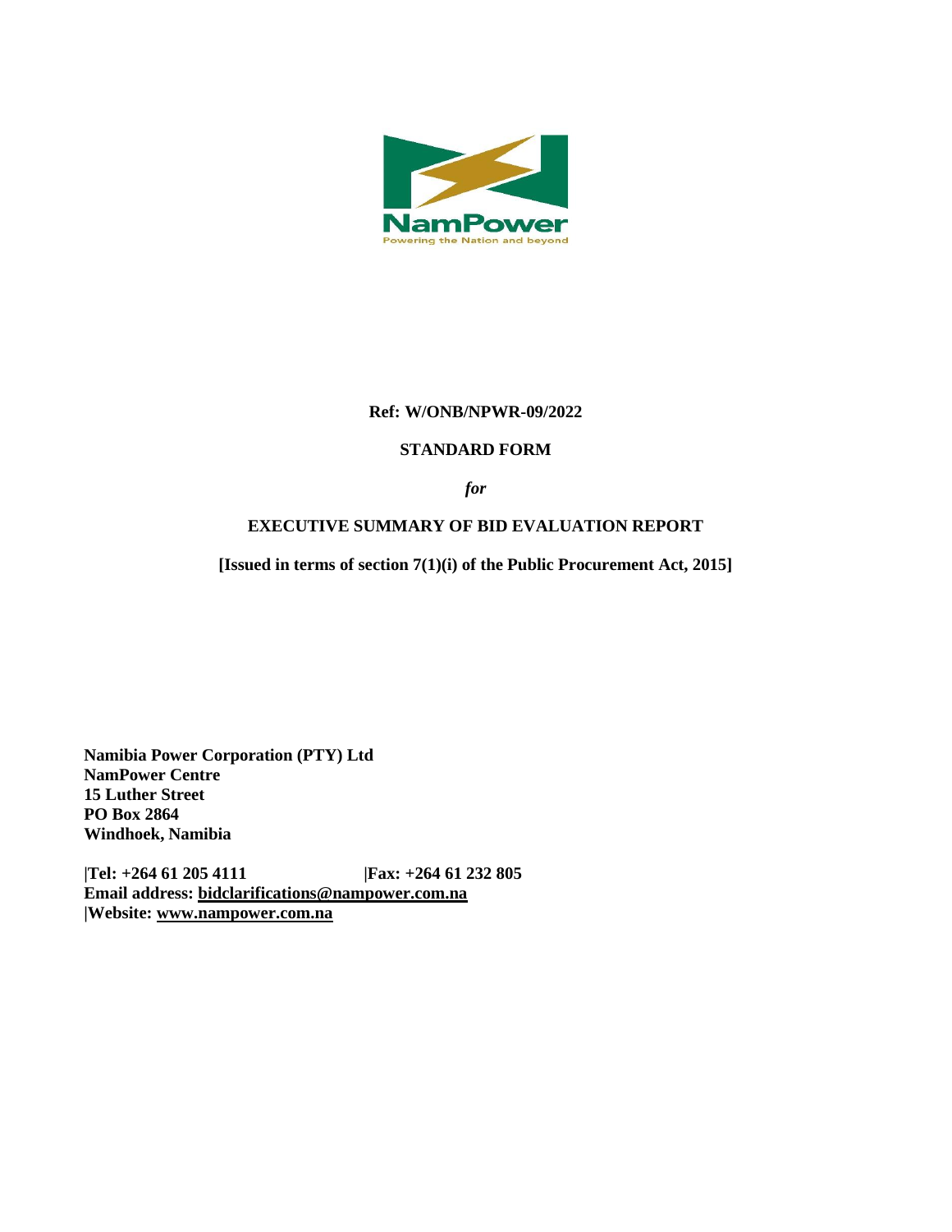NamPower

Powering the Nation and beyond

**Ref: W/ONB/NPWR-09/2022**

**STANDARD FORM**

***for***

**EXECUTIVE SUMMARY OF BID EVALUATION REPORT**

**[Issued in terms of section 7(1)(i) of the Public Procurement Act, 2015]**

**Namibia Power Corporation (PTY) Ltd**
**NamPower Centre**
**15 Luther Street**
**PO Box 2864**
**Windhoek, Namibia**

**|Tel: +264 61 205 4111 |Fax: +264 61 232 805**
**Email address: bidclarifications@nampower.com.na**
**|Website: www.nampower.com.na**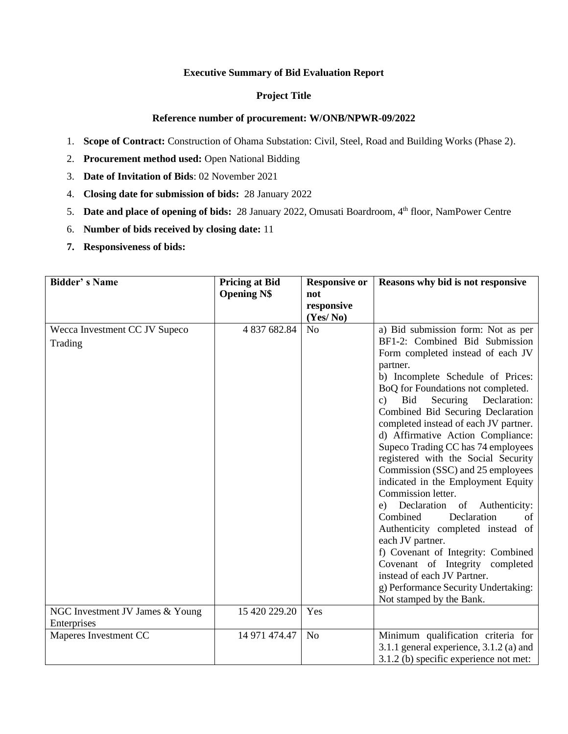**Executive Summary of Bid Evaluation Report**

**Project Title**

**Reference number of procurement: W/ONB/NPWR-09/2022**

1. **Scope of Contract:** Construction of Ohama Substation: Civil, Steel, Road and Building Works (Phase 2).
2. **Procurement method used:** Open National Bidding
3. **Date of Invitation of Bids**: 02 November 2021
4. **Closing date for submission of bids:** 28 January 2022
5. **Date and place of opening of bids:** 28 January 2022, Omusati Boardroom, 4th floor, NamPower Centre
6. **Number of bids received by closing date:** 11
7. **Responsiveness of bids:**

| Bidder' s Name | Pricing at Bid Opening N$ | Responsive or not responsive (Yes/ No) | Reasons why bid is not responsive |
|---|---|---|---|
| Wecca Investment CC JV Supeco Trading | 4 837 682.84 | No | a) Bid submission form: Not as per BF1-2: Combined Bid Submission Form completed instead of each JV partner.<br>b) Incomplete Schedule of Prices: BoQ for Foundations not completed.<br>c) Bid Securing Declaration: Combined Bid Securing Declaration completed instead of each JV partner.<br>d) Affirmative Action Compliance: Supeco Trading CC has 74 employees registered with the Social Security Commission (SSC) and 25 employees indicated in the Employment Equity Commission letter.<br>e) Declaration of Authenticity: Combined Declaration of Authenticity completed instead of each JV partner.<br>f) Covenant of Integrity: Combined Covenant of Integrity completed instead of each JV Partner.<br>g) Performance Security Undertaking: Not stamped by the Bank. |
| NGC Investment JV James & Young Enterprises | 15 420 229.20 | Yes | |
| Maperes Investment CC | 14 971 474.47 | No | Minimum qualification criteria for 3.1.1 general experience, 3.1.2 (a) and 3.1.2 (b) specific experience not met: |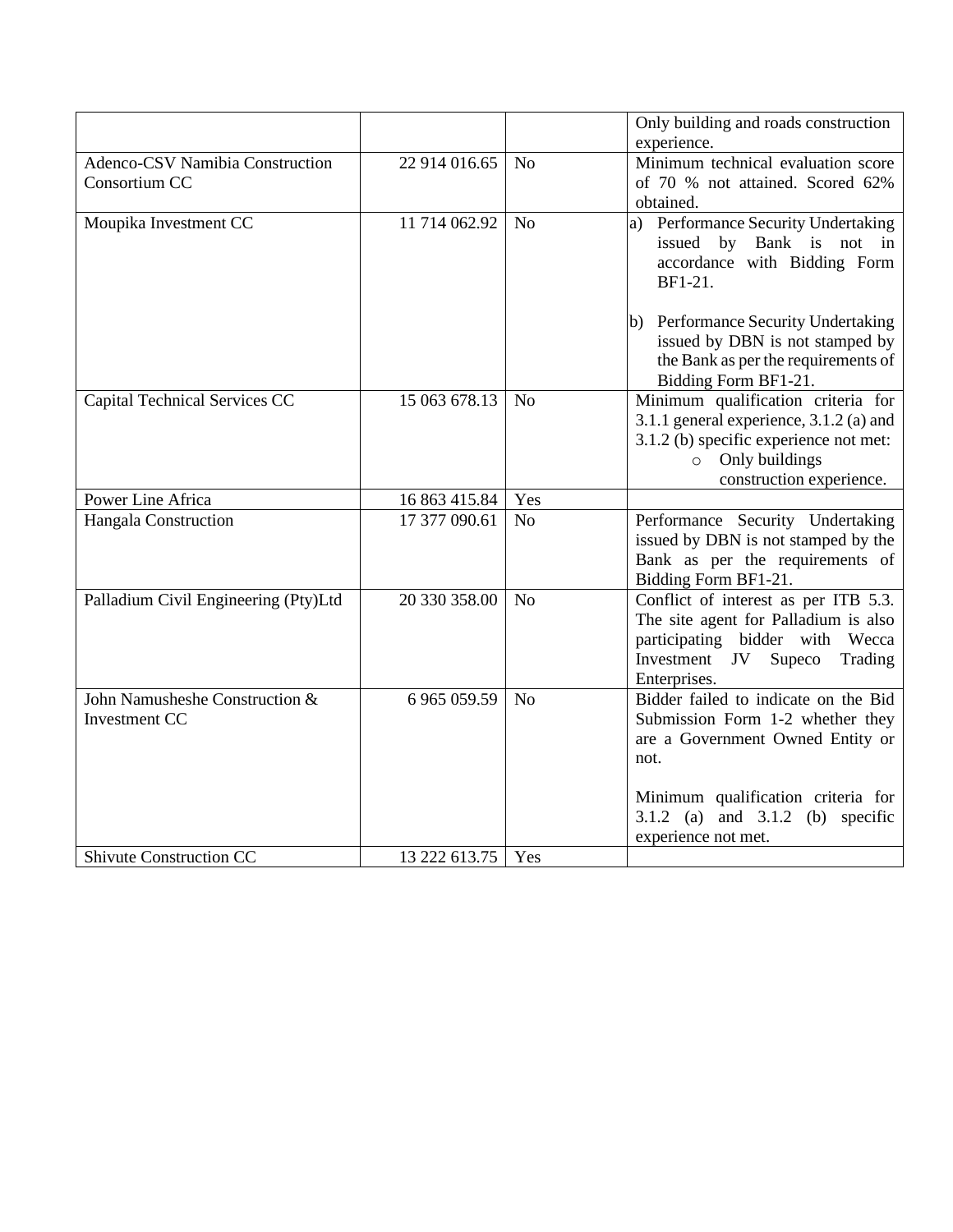| | | | |
|---|---|---|---|
| | | | Only building and roads construction experience. |
| Adenco-CSV Namibia Construction Consortium CC | 22 914 016.65 | No | Minimum technical evaluation score of 70 % not attained. Scored 62% obtained. |
| Moupika Investment CC | 11 714 062.92 | No | a) Performance Security Undertaking issued by Bank is not in accordance with Bidding Form BF1-21.<br><br>b) Performance Security Undertaking issued by DBN is not stamped by the Bank as per the requirements of Bidding Form BF1-21. |
| Capital Technical Services CC | 15 063 678.13 | No | Minimum qualification criteria for 3.1.1 general experience, 3.1.2 (a) and 3.1.2 (b) specific experience not met:<br>o Only buildings construction experience. |
| Power Line Africa | 16 863 415.84 | Yes | |
| Hangala Construction | 17 377 090.61 | No | Performance Security Undertaking issued by DBN is not stamped by the Bank as per the requirements of Bidding Form BF1-21. |
| Palladium Civil Engineering (Pty)Ltd | 20 330 358.00 | No | Conflict of interest as per ITB 5.3. The site agent for Palladium is also participating bidder with Wecca Investment JV Supeco Trading Enterprises. |
| John Namusheshe Construction & Investment CC | 6 965 059.59 | No | Bidder failed to indicate on the Bid Submission Form 1-2 whether they are a Government Owned Entity or not.<br><br>Minimum qualification criteria for 3.1.2 (a) and 3.1.2 (b) specific experience not met. |
| Shivute Construction CC | 13 222 613.75 | Yes | |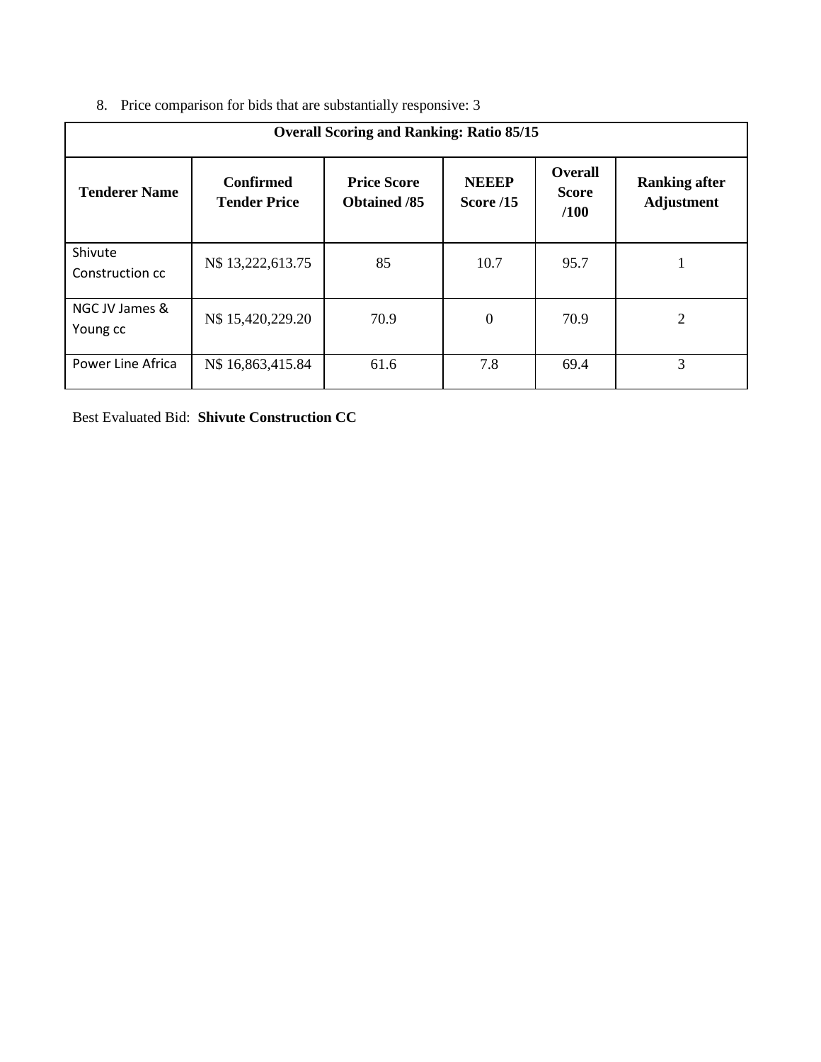8. Price comparison for bids that are substantially responsive: 3

| Overall Scoring and Ranking: Ratio 85/15 | | | | | |
|---|---|---|---|---|---|
| **Tenderer Name** | **Confirmed Tender Price** | **Price Score Obtained /85** | **NEEEP Score /15** | **Overall Score /100** | **Ranking after Adjustment** |
| Shivute Construction cc | N$ 13,222,613.75 | 85 | 10.7 | 95.7 | 1 |
| NGC JV James & Young cc | N$ 15,420,229.20 | 70.9 | 0 | 70.9 | 2 |
| Power Line Africa | N$ 16,863,415.84 | 61.6 | 7.8 | 69.4 | 3 |

Best Evaluated Bid: **Shivute Construction CC**